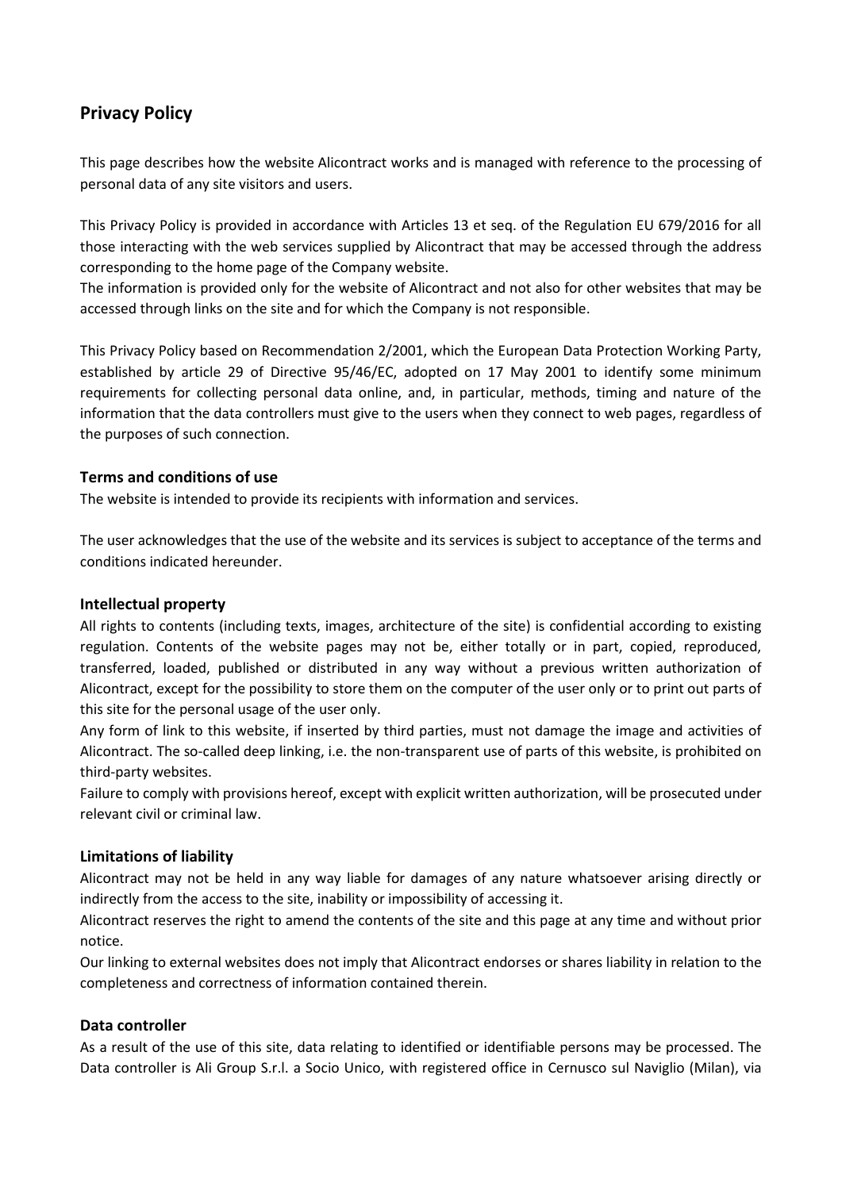# Privacy Policy

This page describes how the website Alicontract works and is managed with reference to the processing of personal data of any site visitors and users.

This Privacy Policy is provided in accordance with Articles 13 et seq. of the Regulation EU 679/2016 for all those interacting with the web services supplied by Alicontract that may be accessed through the address corresponding to the home page of the Company website.
The information is provided only for the website of Alicontract and not also for other websites that may be accessed through links on the site and for which the Company is not responsible.

This Privacy Policy based on Recommendation 2/2001, which the European Data Protection Working Party, established by article 29 of Directive 95/46/EC, adopted on 17 May 2001 to identify some minimum requirements for collecting personal data online, and, in particular, methods, timing and nature of the information that the data controllers must give to the users when they connect to web pages, regardless of the purposes of such connection.

### Terms and conditions of use

The website is intended to provide its recipients with information and services.

The user acknowledges that the use of the website and its services is subject to acceptance of the terms and conditions indicated hereunder.

### Intellectual property

All rights to contents (including texts, images, architecture of the site) is confidential according to existing regulation. Contents of the website pages may not be, either totally or in part, copied, reproduced, transferred, loaded, published or distributed in any way without a previous written authorization of Alicontract, except for the possibility to store them on the computer of the user only or to print out parts of this site for the personal usage of the user only.
Any form of link to this website, if inserted by third parties, must not damage the image and activities of Alicontract. The so-called deep linking, i.e. the non-transparent use of parts of this website, is prohibited on third-party websites.
Failure to comply with provisions hereof, except with explicit written authorization, will be prosecuted under relevant civil or criminal law.

### Limitations of liability

Alicontract may not be held in any way liable for damages of any nature whatsoever arising directly or indirectly from the access to the site, inability or impossibility of accessing it.
Alicontract reserves the right to amend the contents of the site and this page at any time and without prior notice.
Our linking to external websites does not imply that Alicontract endorses or shares liability in relation to the completeness and correctness of information contained therein.

### Data controller

As a result of the use of this site, data relating to identified or identifiable persons may be processed. The Data controller is Ali Group S.r.l. a Socio Unico, with registered office in Cernusco sul Naviglio (Milan), via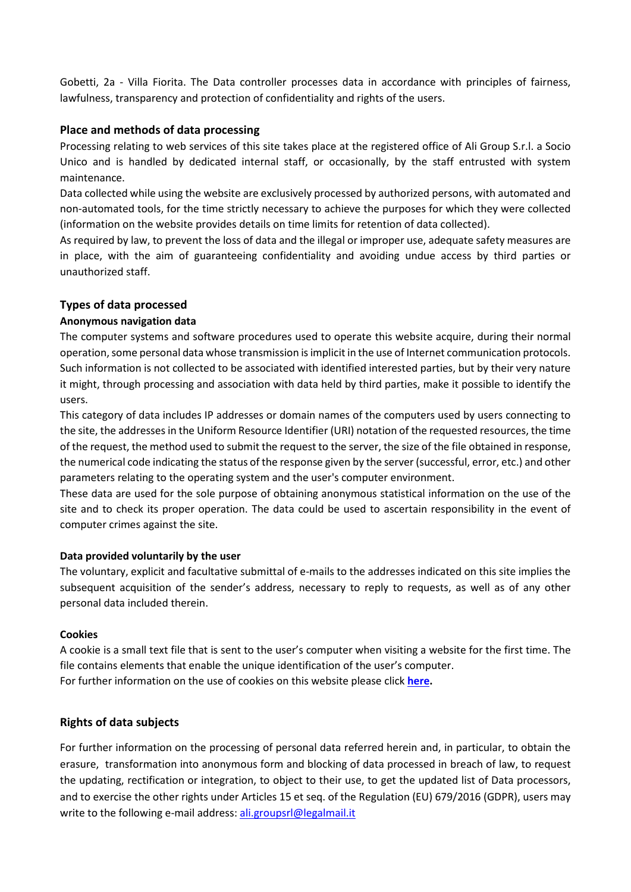Gobetti, 2a - Villa Fiorita. The Data controller processes data in accordance with principles of fairness, lawfulness, transparency and protection of confidentiality and rights of the users.

## Place and methods of data processing

Processing relating to web services of this site takes place at the registered office of Ali Group S.r.l. a Socio Unico and is handled by dedicated internal staff, or occasionally, by the staff entrusted with system maintenance.

Data collected while using the website are exclusively processed by authorized persons, with automated and non-automated tools, for the time strictly necessary to achieve the purposes for which they were collected (information on the website provides details on time limits for retention of data collected).

As required by law, to prevent the loss of data and the illegal or improper use, adequate safety measures are in place, with the aim of guaranteeing confidentiality and avoiding undue access by third parties or unauthorized staff.

## Types of data processed

### Anonymous navigation data

The computer systems and software procedures used to operate this website acquire, during their normal operation, some personal data whose transmission is implicit in the use of Internet communication protocols. Such information is not collected to be associated with identified interested parties, but by their very nature it might, through processing and association with data held by third parties, make it possible to identify the users.

This category of data includes IP addresses or domain names of the computers used by users connecting to the site, the addresses in the Uniform Resource Identifier (URI) notation of the requested resources, the time of the request, the method used to submit the request to the server, the size of the file obtained in response, the numerical code indicating the status of the response given by the server (successful, error, etc.) and other parameters relating to the operating system and the user's computer environment.

These data are used for the sole purpose of obtaining anonymous statistical information on the use of the site and to check its proper operation. The data could be used to ascertain responsibility in the event of computer crimes against the site.

### Data provided voluntarily by the user

The voluntary, explicit and facultative submittal of e-mails to the addresses indicated on this site implies the subsequent acquisition of the sender's address, necessary to reply to requests, as well as of any other personal data included therein.

### Cookies

A cookie is a small text file that is sent to the user's computer when visiting a website for the first time. The file contains elements that enable the unique identification of the user's computer.

For further information on the use of cookies on this website please click **here.**

## Rights of data subjects

For further information on the processing of personal data referred herein and, in particular, to obtain the erasure, transformation into anonymous form and blocking of data processed in breach of law, to request the updating, rectification or integration, to object to their use, to get the updated list of Data processors, and to exercise the other rights under Articles 15 et seq. of the Regulation (EU) 679/2016 (GDPR), users may write to the following e-mail address: ali.groupsrl@legalmail.it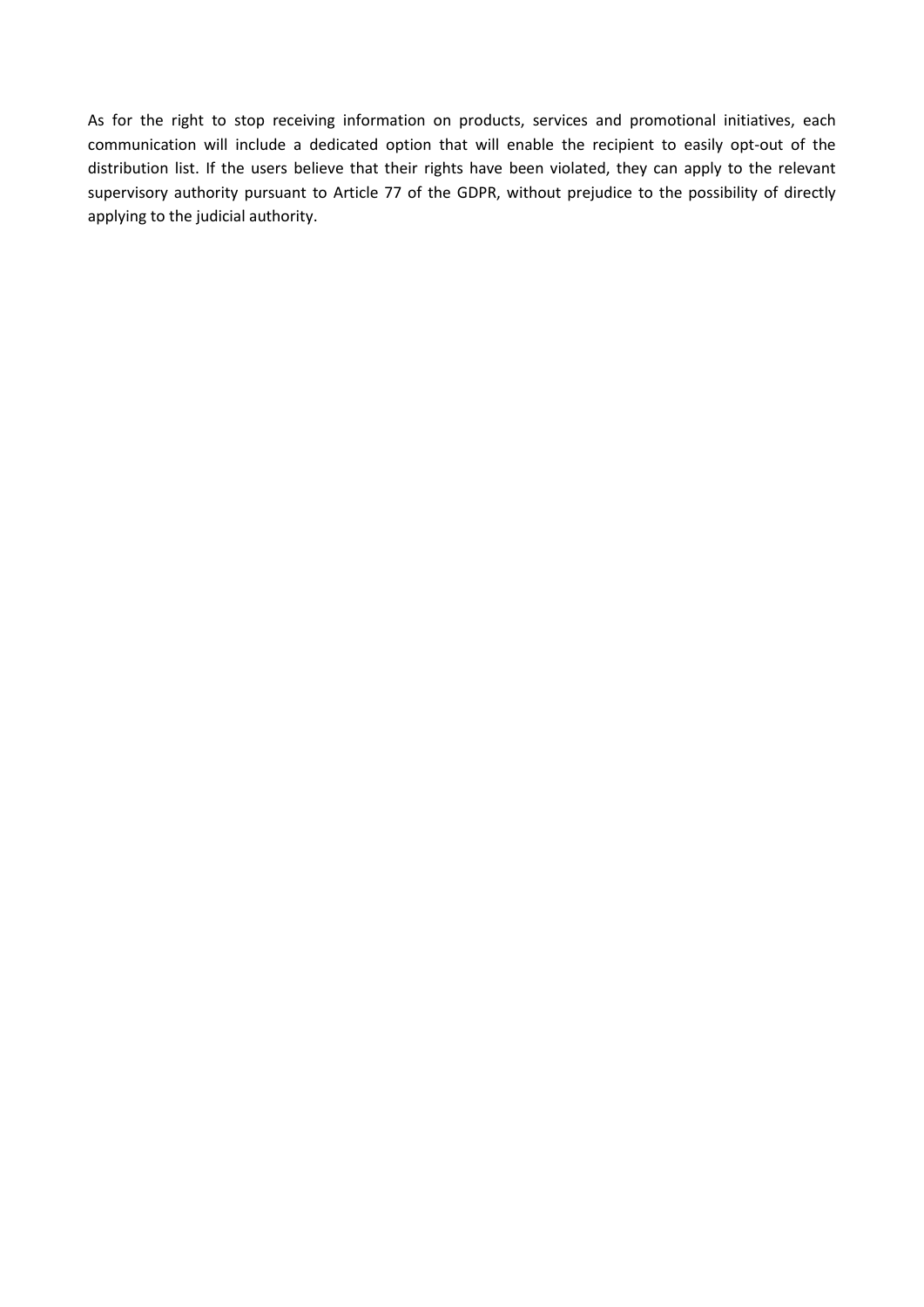As for the right to stop receiving information on products, services and promotional initiatives, each communication will include a dedicated option that will enable the recipient to easily opt-out of the distribution list. If the users believe that their rights have been violated, they can apply to the relevant supervisory authority pursuant to Article 77 of the GDPR, without prejudice to the possibility of directly applying to the judicial authority.